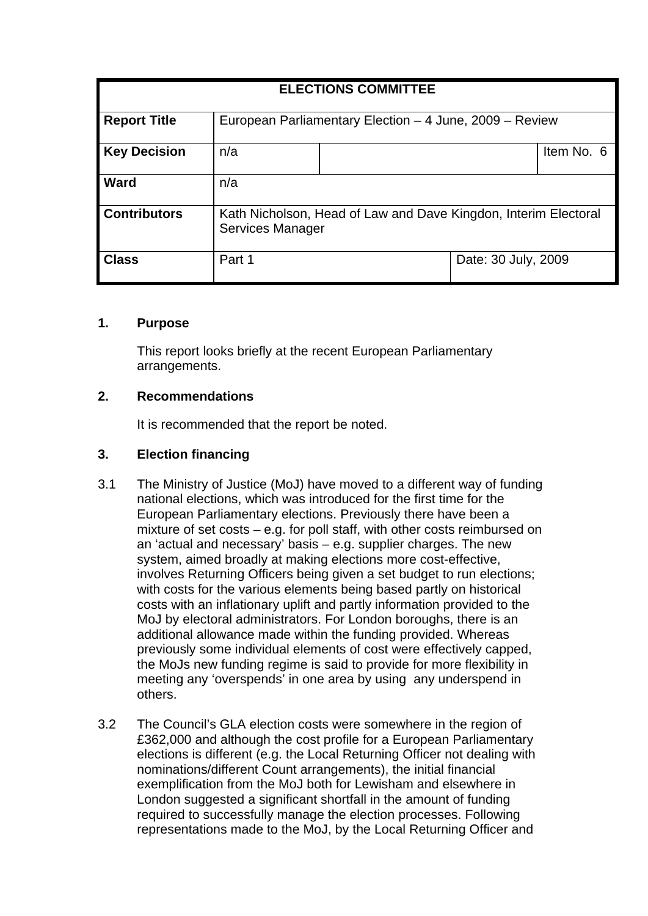| ELECTIONS COMMITTEE | | | |
|---|---|---|---|
| **Report Title** | European Parliamentary Election – 4 June, 2009 – Review | | |
| **Key Decision** | n/a | | Item No. 6 |
| **Ward** | n/a | | |
| **Contributors** | Kath Nicholson, Head of Law and Dave Kingdon, Interim Electoral Services Manager | | |
| **Class** | Part 1 | Date: 30 July, 2009 | |

**1. Purpose**

This report looks briefly at the recent European Parliamentary arrangements.

**2. Recommendations**

It is recommended that the report be noted.

**3. Election financing**

3.1 The Ministry of Justice (MoJ) have moved to a different way of funding national elections, which was introduced for the first time for the European Parliamentary elections. Previously there have been a mixture of set costs – e.g. for poll staff, with other costs reimbursed on an 'actual and necessary' basis – e.g. supplier charges. The new system, aimed broadly at making elections more cost-effective, involves Returning Officers being given a set budget to run elections; with costs for the various elements being based partly on historical costs with an inflationary uplift and partly information provided to the MoJ by electoral administrators. For London boroughs, there is an additional allowance made within the funding provided. Whereas previously some individual elements of cost were effectively capped, the MoJs new funding regime is said to provide for more flexibility in meeting any 'overspends' in one area by using any underspend in others.

3.2 The Council's GLA election costs were somewhere in the region of £362,000 and although the cost profile for a European Parliamentary elections is different (e.g. the Local Returning Officer not dealing with nominations/different Count arrangements), the initial financial exemplification from the MoJ both for Lewisham and elsewhere in London suggested a significant shortfall in the amount of funding required to successfully manage the election processes. Following representations made to the MoJ, by the Local Returning Officer and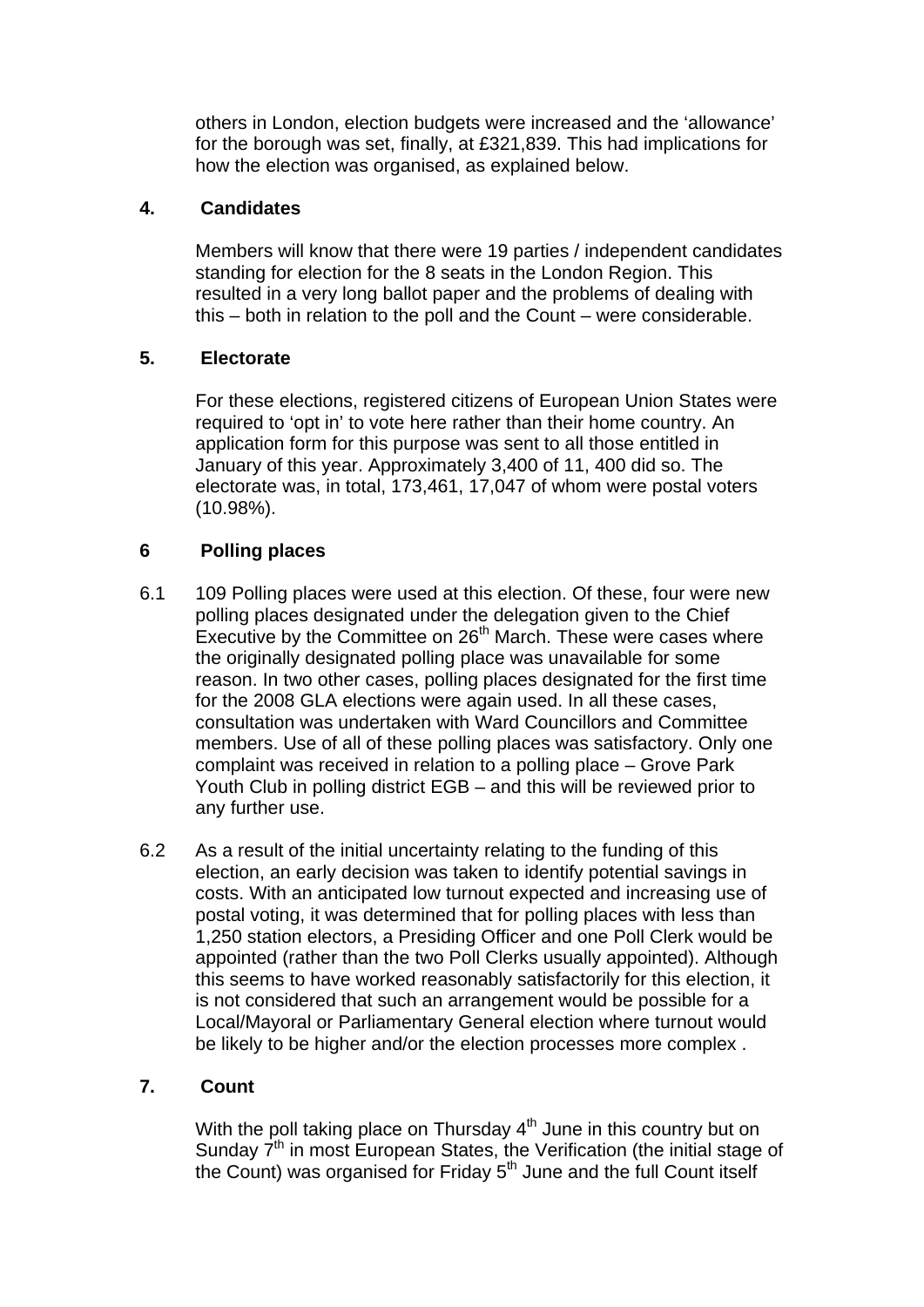others in London, election budgets were increased and the 'allowance' for the borough was set, finally, at £321,839. This had implications for how the election was organised, as explained below.

## 4. Candidates

Members will know that there were 19 parties / independent candidates standing for election for the 8 seats in the London Region. This resulted in a very long ballot paper and the problems of dealing with this – both in relation to the poll and the Count – were considerable.

## 5. Electorate

For these elections, registered citizens of European Union States were required to 'opt in' to vote here rather than their home country. An application form for this purpose was sent to all those entitled in January of this year. Approximately 3,400 of 11, 400 did so. The electorate was, in total, 173,461, 17,047 of whom were postal voters (10.98%).

## 6 Polling places

6.1 109 Polling places were used at this election. Of these, four were new polling places designated under the delegation given to the Chief Executive by the Committee on 26th March. These were cases where the originally designated polling place was unavailable for some reason. In two other cases, polling places designated for the first time for the 2008 GLA elections were again used. In all these cases, consultation was undertaken with Ward Councillors and Committee members. Use of all of these polling places was satisfactory. Only one complaint was received in relation to a polling place – Grove Park Youth Club in polling district EGB – and this will be reviewed prior to any further use.

6.2 As a result of the initial uncertainty relating to the funding of this election, an early decision was taken to identify potential savings in costs. With an anticipated low turnout expected and increasing use of postal voting, it was determined that for polling places with less than 1,250 station electors, a Presiding Officer and one Poll Clerk would be appointed (rather than the two Poll Clerks usually appointed). Although this seems to have worked reasonably satisfactorily for this election, it is not considered that such an arrangement would be possible for a Local/Mayoral or Parliamentary General election where turnout would be likely to be higher and/or the election processes more complex .

## 7. Count

With the poll taking place on Thursday 4th June in this country but on Sunday 7th in most European States, the Verification (the initial stage of the Count) was organised for Friday 5th June and the full Count itself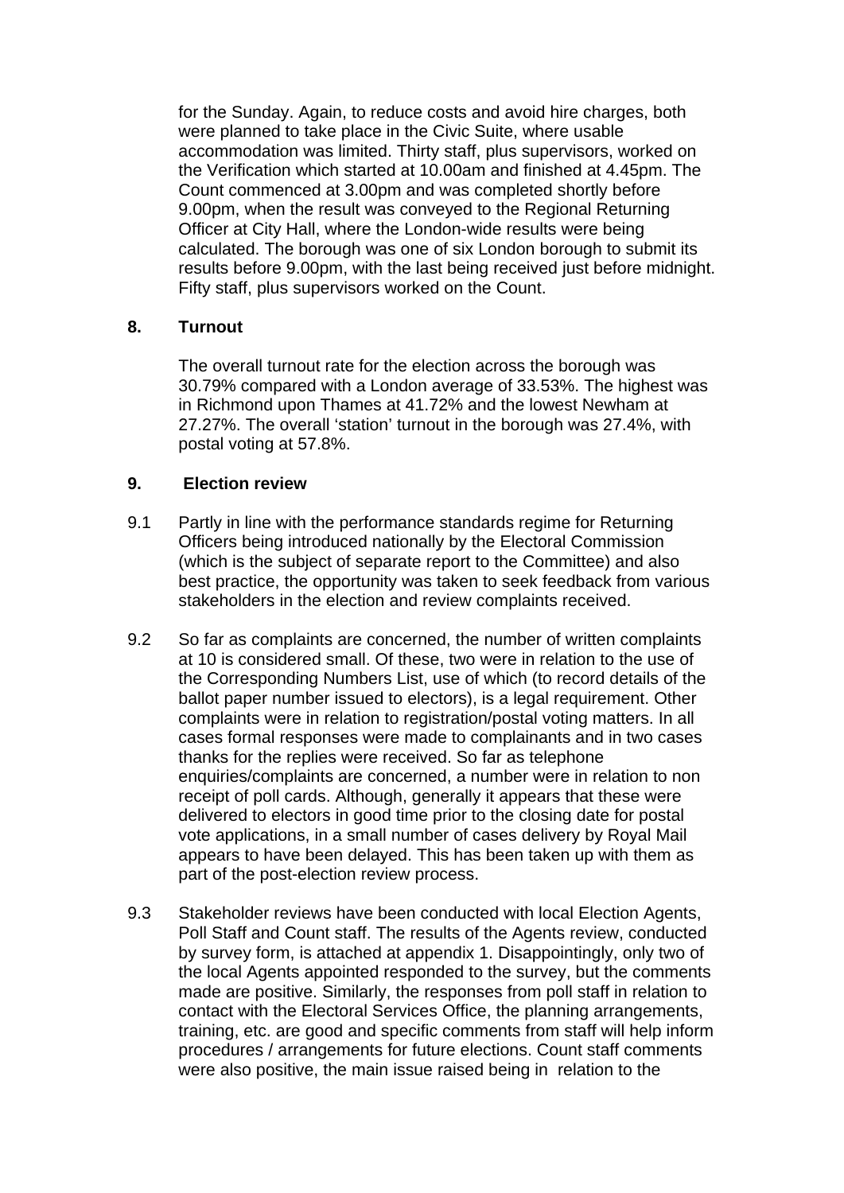for the Sunday. Again, to reduce costs and avoid hire charges, both were planned to take place in the Civic Suite, where usable accommodation was limited. Thirty staff, plus supervisors, worked on the Verification which started at 10.00am and finished at 4.45pm. The Count commenced at 3.00pm and was completed shortly before 9.00pm, when the result was conveyed to the Regional Returning Officer at City Hall, where the London-wide results were being calculated. The borough was one of six London borough to submit its results before 9.00pm, with the last being received just before midnight. Fifty staff, plus supervisors worked on the Count.

## 8. Turnout

The overall turnout rate for the election across the borough was 30.79% compared with a London average of 33.53%. The highest was in Richmond upon Thames at 41.72% and the lowest Newham at 27.27%. The overall 'station' turnout in the borough was 27.4%, with postal voting at 57.8%.

## 9. Election review

9.1 Partly in line with the performance standards regime for Returning Officers being introduced nationally by the Electoral Commission (which is the subject of separate report to the Committee) and also best practice, the opportunity was taken to seek feedback from various stakeholders in the election and review complaints received.

9.2 So far as complaints are concerned, the number of written complaints at 10 is considered small. Of these, two were in relation to the use of the Corresponding Numbers List, use of which (to record details of the ballot paper number issued to electors), is a legal requirement. Other complaints were in relation to registration/postal voting matters. In all cases formal responses were made to complainants and in two cases thanks for the replies were received. So far as telephone enquiries/complaints are concerned, a number were in relation to non receipt of poll cards. Although, generally it appears that these were delivered to electors in good time prior to the closing date for postal vote applications, in a small number of cases delivery by Royal Mail appears to have been delayed. This has been taken up with them as part of the post-election review process.

9.3 Stakeholder reviews have been conducted with local Election Agents, Poll Staff and Count staff. The results of the Agents review, conducted by survey form, is attached at appendix 1. Disappointingly, only two of the local Agents appointed responded to the survey, but the comments made are positive. Similarly, the responses from poll staff in relation to contact with the Electoral Services Office, the planning arrangements, training, etc. are good and specific comments from staff will help inform procedures / arrangements for future elections. Count staff comments were also positive, the main issue raised being in relation to the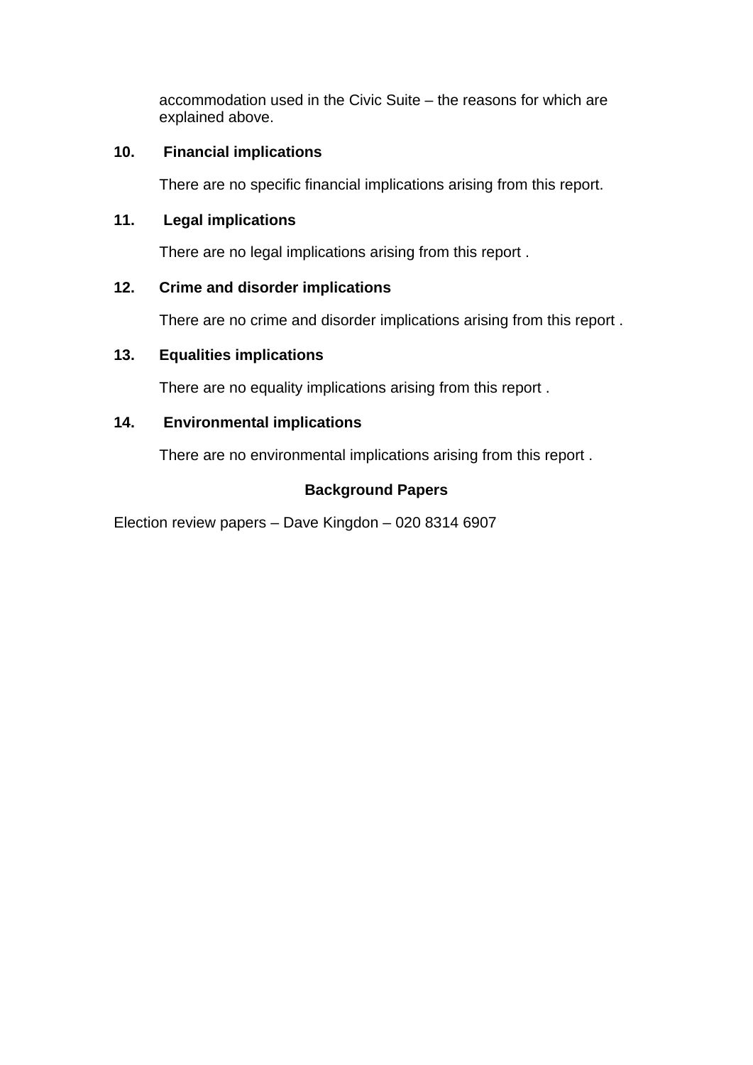accommodation used in the Civic Suite – the reasons for which are explained above.

## 10. Financial implications

There are no specific financial implications arising from this report.

## 11. Legal implications

There are no legal implications arising from this report .

## 12. Crime and disorder implications

There are no crime and disorder implications arising from this report .

## 13. Equalities implications

There are no equality implications arising from this report .

## 14. Environmental implications

There are no environmental implications arising from this report .

## Background Papers

Election review papers – Dave Kingdon – 020 8314 6907